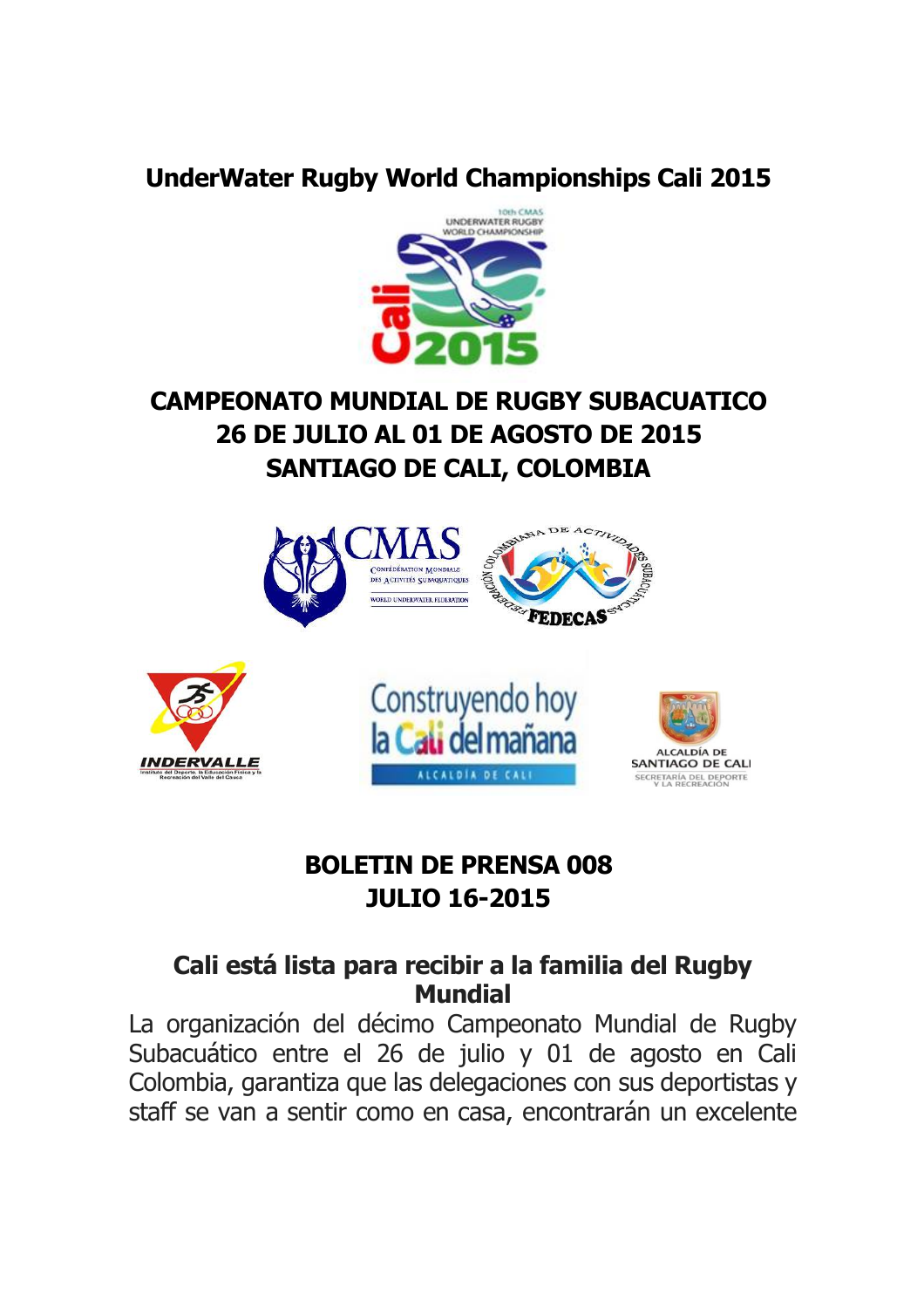# UnderWater Rugby World Championships Cali 2015

## CAMPEONATO MUNDIAL DE RUGBY SUBACUATICO
## 26 DE JULIO AL 01 DE AGOSTO DE 2015
## SANTIAGO DE CALI, COLOMBIA

## BOLETIN DE PRENSA 008
## JULIO 16-2015

### Cali está lista para recibir a la familia del Rugby Mundial

La organización del décimo Campeonato Mundial de Rugby Subacuático entre el 26 de julio y 01 de agosto en Cali Colombia, garantiza que las delegaciones con sus deportistas y staff se van a sentir como en casa, encontrarán un excelente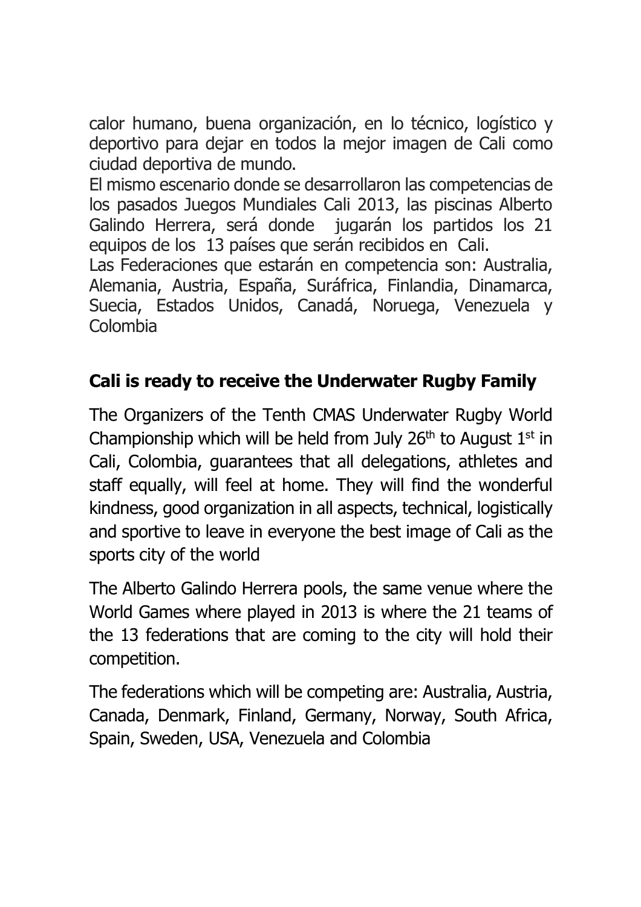calor humano, buena organización, en lo técnico, logístico y deportivo para dejar en todos la mejor imagen de Cali como ciudad deportiva de mundo.

El mismo escenario donde se desarrollaron las competencias de los pasados Juegos Mundiales Cali 2013, las piscinas Alberto Galindo Herrera, será donde jugarán los partidos los 21 equipos de los 13 países que serán recibidos en Cali.

Las Federaciones que estarán en competencia son: Australia, Alemania, Austria, España, Suráfrica, Finlandia, Dinamarca, Suecia, Estados Unidos, Canadá, Noruega, Venezuela y Colombia

## Cali is ready to receive the Underwater Rugby Family

The Organizers of the Tenth CMAS Underwater Rugby World Championship which will be held from July 26th to August 1st in Cali, Colombia, guarantees that all delegations, athletes and staff equally, will feel at home. They will find the wonderful kindness, good organization in all aspects, technical, logistically and sportive to leave in everyone the best image of Cali as the sports city of the world

The Alberto Galindo Herrera pools, the same venue where the World Games where played in 2013 is where the 21 teams of the 13 federations that are coming to the city will hold their competition.

The federations which will be competing are: Australia, Austria, Canada, Denmark, Finland, Germany, Norway, South Africa, Spain, Sweden, USA, Venezuela and Colombia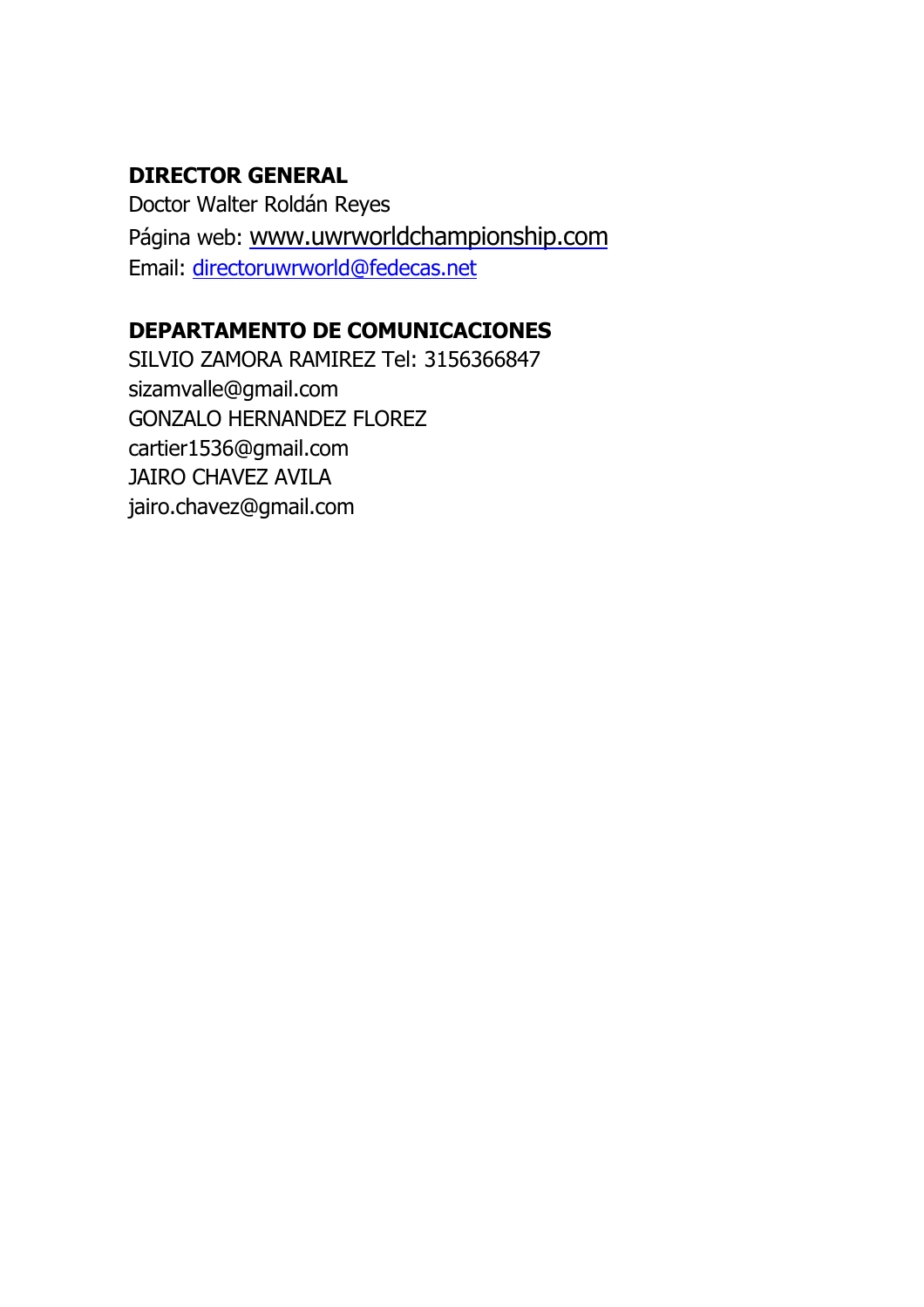**DIRECTOR GENERAL**
Doctor Walter Roldán Reyes
Página web: www.uwrworldchampionship.com
Email: directoruwrworld@fedecas.net

**DEPARTAMENTO DE COMUNICACIONES**
SILVIO ZAMORA RAMIREZ Tel: 3156366847
sizamvalle@gmail.com
GONZALO HERNANDEZ FLOREZ
cartier1536@gmail.com
JAIRO CHAVEZ AVILA
jairo.chavez@gmail.com